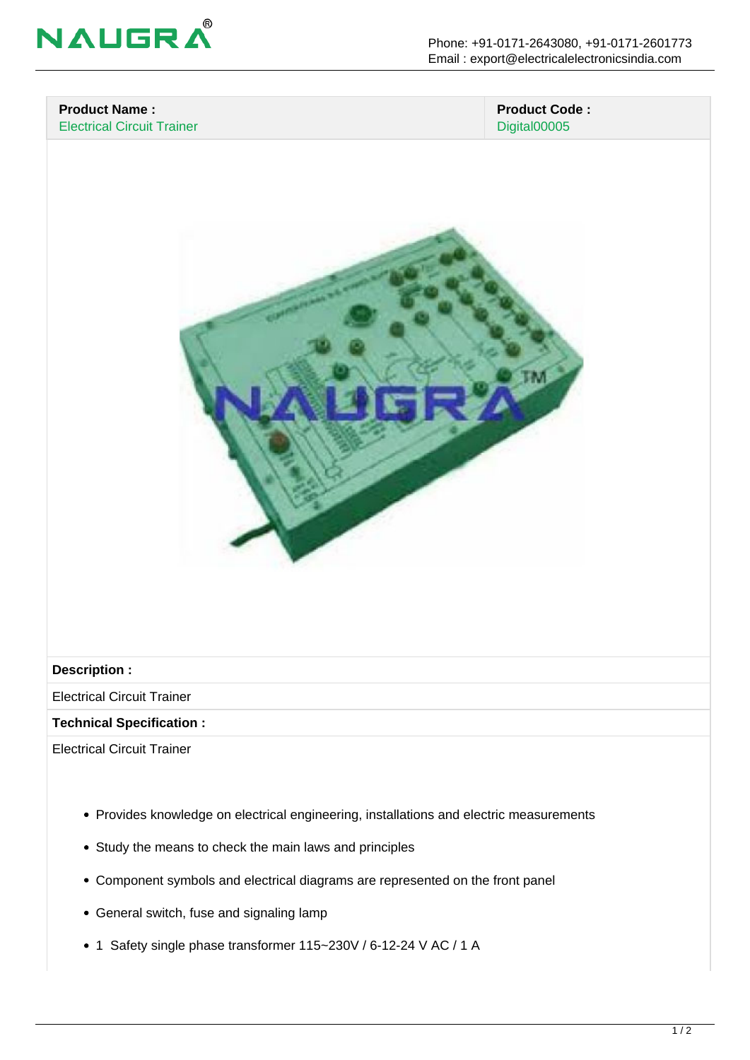| Product Name : | Product Code : |
| --- | --- |
| Electrical Circuit Trainer | Digital00005 |

**Description :**

Electrical Circuit Trainer

**Technical Specification :**

Electrical Circuit Trainer

- Provides knowledge on electrical engineering, installations and electric measurements
- Study the means to check the main laws and principles
- Component symbols and electrical diagrams are represented on the front panel
- General switch, fuse and signaling lamp
- 1 Safety single phase transformer 115~230V / 6-12-24 V AC / 1 A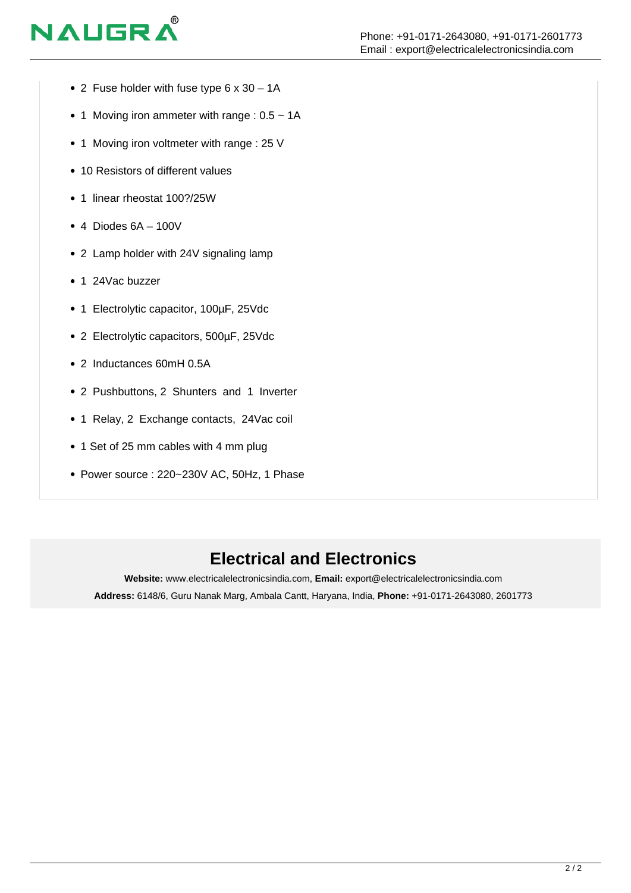- 2 Fuse holder with fuse type 6 x 30 – 1A
- 1 Moving iron ammeter with range : 0.5 ~ 1A
- 1 Moving iron voltmeter with range : 25 V
- 10 Resistors of different values
- 1 linear rheostat 100?/25W
- 4 Diodes 6A – 100V
- 2 Lamp holder with 24V signaling lamp
- 1 24Vac buzzer
- 1 Electrolytic capacitor, 100µF, 25Vdc
- 2 Electrolytic capacitors, 500µF, 25Vdc
- 2 Inductances 60mH 0.5A
- 2 Pushbuttons, 2 Shunters and 1 Inverter
- 1 Relay, 2 Exchange contacts, 24Vac coil
- 1 Set of 25 mm cables with 4 mm plug
- Power source : 220~230V AC, 50Hz, 1 Phase

## Electrical and Electronics

**Website:** www.electricalelectronicsindia.com, **Email:** export@electricalelectronicsindia.com

**Address:** 6148/6, Guru Nanak Marg, Ambala Cantt, Haryana, India, **Phone:** +91-0171-2643080, 2601773